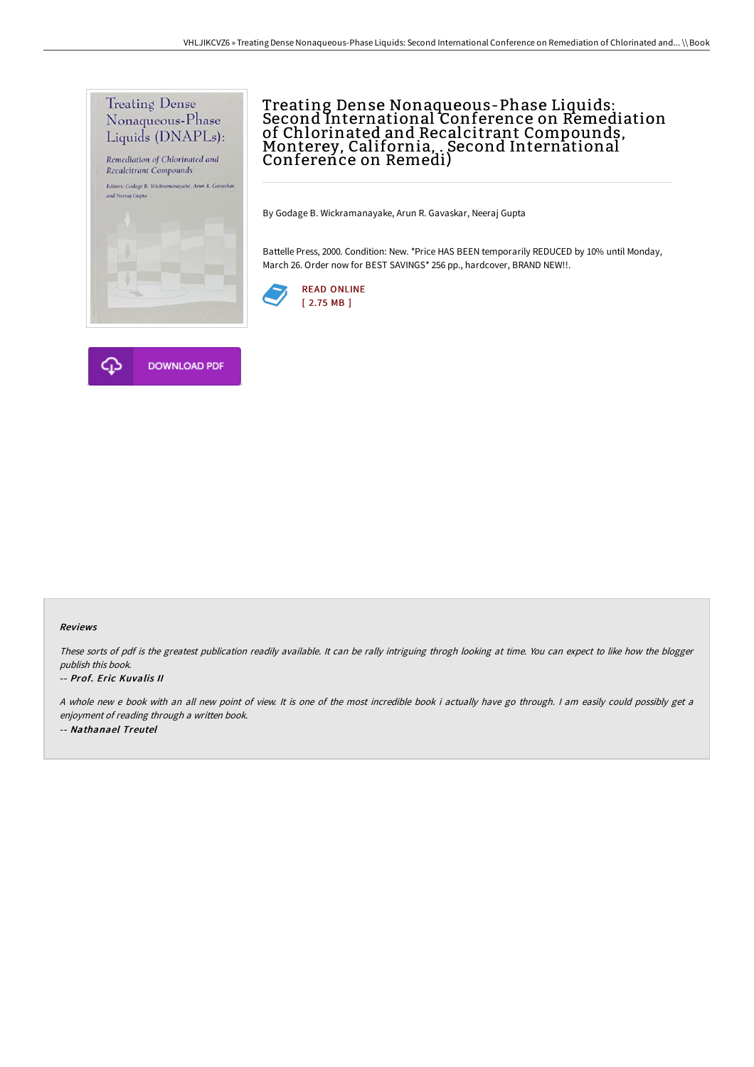# Treating Dense Nonaqueous-Phase Liquids: Second International Conference on Remediation of Chlorinated and Recalcitrant Compounds, Monterey, California, . Second International Conference on Remedi)

By Godage B. Wickramanayake, Arun R. Gavaskar, Neeraj Gupta

Battelle Press, 2000. Condition: New. *Price HAS BEEN temporarily REDUCED by 10% until Monday, March 26. Order now for BEST SAVINGS* 256 pp., hardcover, BRAND NEW!!.

READ ONLINE
[ 2.75 MB ]

DOWNLOAD PDF

#### Reviews

*These sorts of pdf is the greatest publication readily available. It can be rally intriguing throgh looking at time. You can expect to like how the blogger publish this book.*

*-- Prof. Eric Kuvalis II*

*A whole new e book with an all new point of view. It is one of the most incredible book i actually have go through. I am easily could possibly get a enjoyment of reading through a written book.*

*-- Nathanael Treutel*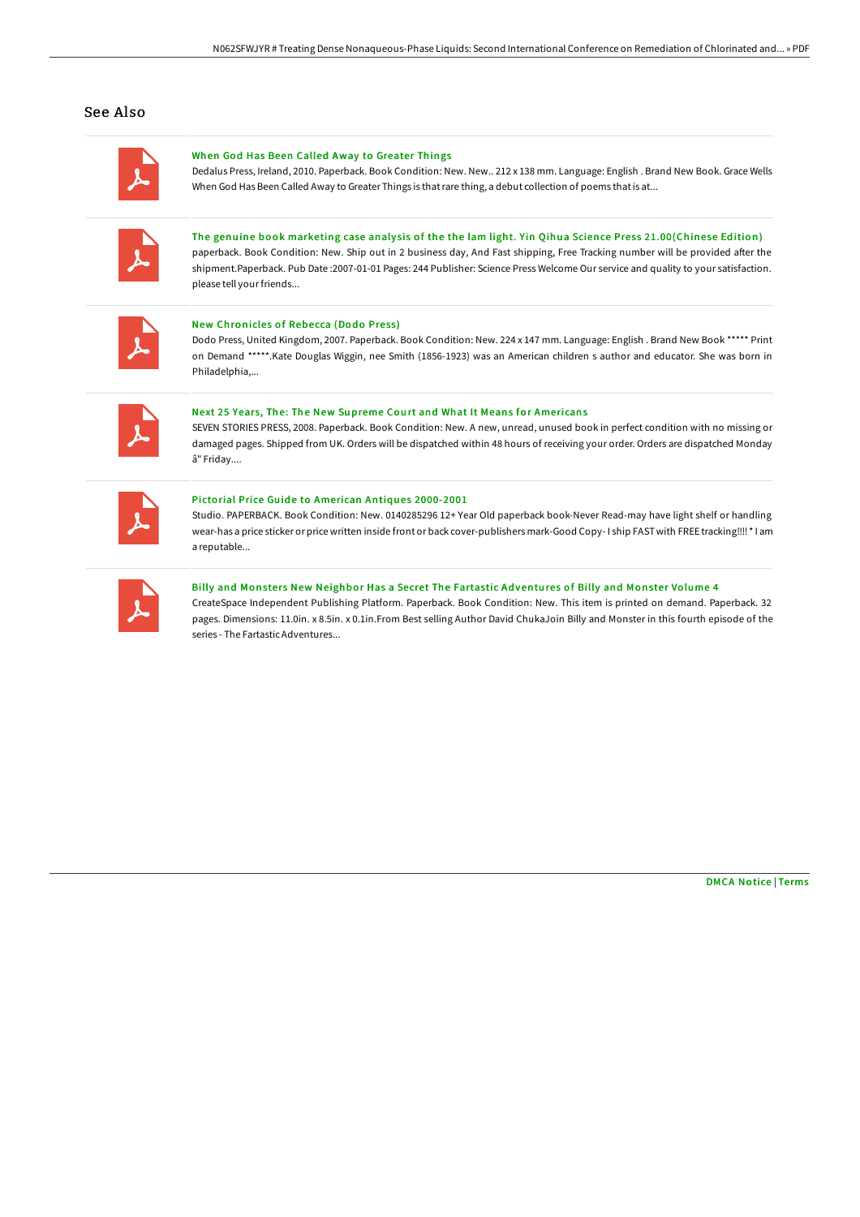## See Also

### When God Has Been Called Away to Greater Things

Dedalus Press, Ireland, 2010. Paperback. Book Condition: New. New.. 212 x 138 mm. Language: English . Brand New Book. Grace Wells When God Has Been Called Away to Greater Things is that rare thing, a debut collection of poems that is at...

### The genuine book marketing case analysis of the the lam light. Yin Qihua Science Press 21.00(Chinese Edition)

paperback. Book Condition: New. Ship out in 2 business day, And Fast shipping, Free Tracking number will be provided after the shipment.Paperback. Pub Date :2007-01-01 Pages: 244 Publisher: Science Press Welcome Our service and quality to your satisfaction. please tell your friends...

### New Chronicles of Rebecca (Dodo Press)

Dodo Press, United Kingdom, 2007. Paperback. Book Condition: New. 224 x 147 mm. Language: English . Brand New Book ***** Print on Demand *****.Kate Douglas Wiggin, nee Smith (1856-1923) was an American children s author and educator. She was born in Philadelphia,...

### Next 25 Years, The: The New Supreme Court and What It Means for Americans

SEVEN STORIES PRESS, 2008. Paperback. Book Condition: New. A new, unread, unused book in perfect condition with no missing or damaged pages. Shipped from UK. Orders will be dispatched within 48 hours of receiving your order. Orders are dispatched Monday â" Friday....

### Pictorial Price Guide to American Antiques 2000-2001

Studio. PAPERBACK. Book Condition: New. 0140285296 12+ Year Old paperback book-Never Read-may have light shelf or handling wear-has a price sticker or price written inside front or back cover-publishers mark-Good Copy- I ship FAST with FREE tracking!!!! * I am a reputable...

### Billy and Monsters New Neighbor Has a Secret The Fartastic Adventures of Billy and Monster Volume 4

CreateSpace Independent Publishing Platform. Paperback. Book Condition: New. This item is printed on demand. Paperback. 32 pages. Dimensions: 11.0in. x 8.5in. x 0.1in.From Best selling Author David ChukaJoin Billy and Monster in this fourth episode of the series - The Fartastic Adventures...

DMCA Notice | Terms